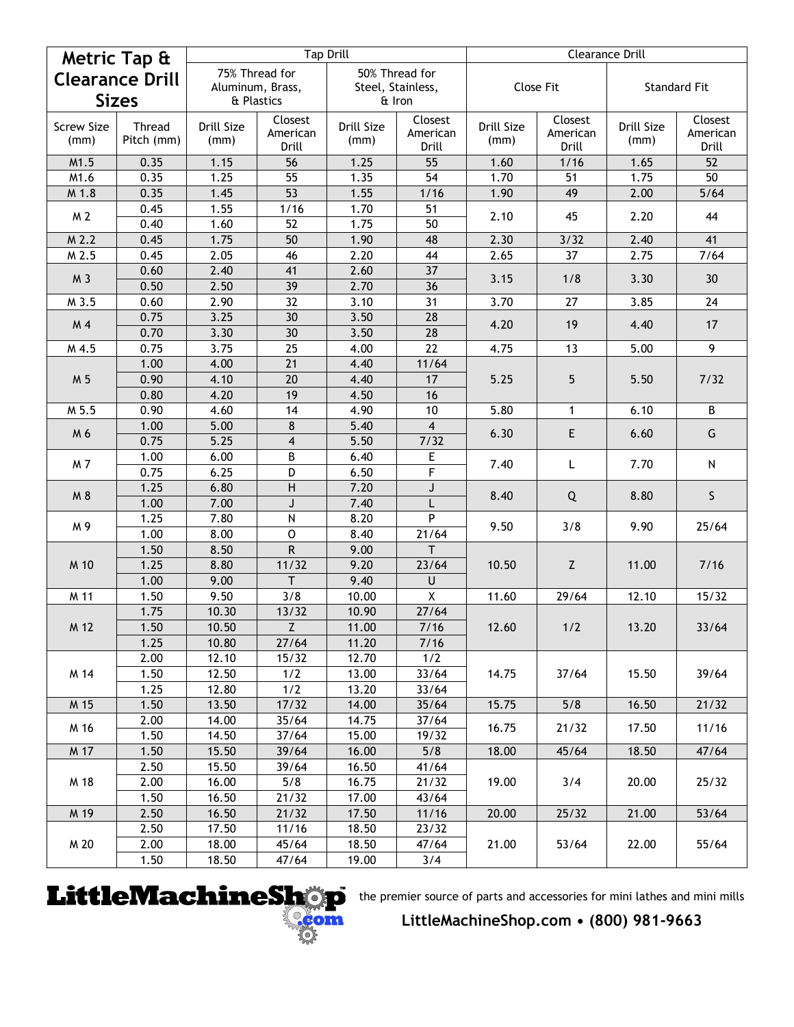| Metric Tap & Clearance Drill Sizes | | Tap Drill | | | | Clearance Drill | | | |
|---|---|---|---|---|---|---|---|---|---|
| | | 75% Thread for Aluminum, Brass, & Plastics | | 50% Thread for Steel, Stainless, & Iron | | Close Fit | | Standard Fit | |
| Screw Size (mm) | Thread Pitch (mm) | Drill Size (mm) | Closest American Drill | Drill Size (mm) | Closest American Drill | Drill Size (mm) | Closest American Drill | Drill Size (mm) | Closest American Drill |
| M1.5 | 0.35 | 1.15 | 56 | 1.25 | 55 | 1.60 | 1/16 | 1.65 | 52 |
| M1.6 | 0.35 | 1.25 | 55 | 1.35 | 54 | 1.70 | 51 | 1.75 | 50 |
| M 1.8 | 0.35 | 1.45 | 53 | 1.55 | 1/16 | 1.90 | 49 | 2.00 | 5/64 |
| M 2 | 0.45 | 1.55 | 1/16 | 1.70 | 51 | 2.10 | 45 | 2.20 | 44 |
| | 0.40 | 1.60 | 52 | 1.75 | 50 | | | | |
| M 2.2 | 0.45 | 1.75 | 50 | 1.90 | 48 | 2.30 | 3/32 | 2.40 | 41 |
| M 2.5 | 0.45 | 2.05 | 46 | 2.20 | 44 | 2.65 | 37 | 2.75 | 7/64 |
| M 3 | 0.60 | 2.40 | 41 | 2.60 | 37 | 3.15 | 1/8 | 3.30 | 30 |
| | 0.50 | 2.50 | 39 | 2.70 | 36 | | | | |
| M 3.5 | 0.60 | 2.90 | 32 | 3.10 | 31 | 3.70 | 27 | 3.85 | 24 |
| M 4 | 0.75 | 3.25 | 30 | 3.50 | 28 | 4.20 | 19 | 4.40 | 17 |
| | 0.70 | 3.30 | 30 | 3.50 | 28 | | | | |
| M 4.5 | 0.75 | 3.75 | 25 | 4.00 | 22 | 4.75 | 13 | 5.00 | 9 |
| M 5 | 1.00 | 4.00 | 21 | 4.40 | 11/64 | 5.25 | 5 | 5.50 | 7/32 |
| | 0.90 | 4.10 | 20 | 4.40 | 17 | | | | |
| | 0.80 | 4.20 | 19 | 4.50 | 16 | | | | |
| M 5.5 | 0.90 | 4.60 | 14 | 4.90 | 10 | 5.80 | 1 | 6.10 | B |
| M 6 | 1.00 | 5.00 | 8 | 5.40 | 4 | 6.30 | E | 6.60 | G |
| | 0.75 | 5.25 | 4 | 5.50 | 7/32 | | | | |
| M 7 | 1.00 | 6.00 | B | 6.40 | E | 7.40 | L | 7.70 | N |
| | 0.75 | 6.25 | D | 6.50 | F | | | | |
| M 8 | 1.25 | 6.80 | H | 7.20 | J | 8.40 | Q | 8.80 | S |
| | 1.00 | 7.00 | J | 7.40 | L | | | | |
| M 9 | 1.25 | 7.80 | N | 8.20 | P | 9.50 | 3/8 | 9.90 | 25/64 |
| | 1.00 | 8.00 | O | 8.40 | 21/64 | | | | |
| M 10 | 1.50 | 8.50 | R | 9.00 | T | 10.50 | Z | 11.00 | 7/16 |
| | 1.25 | 8.80 | 11/32 | 9.20 | 23/64 | | | | |
| | 1.00 | 9.00 | T | 9.40 | U | | | | |
| M 11 | 1.50 | 9.50 | 3/8 | 10.00 | X | 11.60 | 29/64 | 12.10 | 15/32 |
| M 12 | 1.75 | 10.30 | 13/32 | 10.90 | 27/64 | 12.60 | 1/2 | 13.20 | 33/64 |
| | 1.50 | 10.50 | Z | 11.00 | 7/16 | | | | |
| | 1.25 | 10.80 | 27/64 | 11.20 | 7/16 | | | | |
| M 14 | 2.00 | 12.10 | 15/32 | 12.70 | 1/2 | 14.75 | 37/64 | 15.50 | 39/64 |
| | 1.50 | 12.50 | 1/2 | 13.00 | 33/64 | | | | |
| | 1.25 | 12.80 | 1/2 | 13.20 | 33/64 | | | | |
| M 15 | 1.50 | 13.50 | 17/32 | 14.00 | 35/64 | 15.75 | 5/8 | 16.50 | 21/32 |
| M 16 | 2.00 | 14.00 | 35/64 | 14.75 | 37/64 | 16.75 | 21/32 | 17.50 | 11/16 |
| | 1.50 | 14.50 | 37/64 | 15.00 | 19/32 | | | | |
| M 17 | 1.50 | 15.50 | 39/64 | 16.00 | 5/8 | 18.00 | 45/64 | 18.50 | 47/64 |
| M 18 | 2.50 | 15.50 | 39/64 | 16.50 | 41/64 | 19.00 | 3/4 | 20.00 | 25/32 |
| | 2.00 | 16.00 | 5/8 | 16.75 | 21/32 | | | | |
| | 1.50 | 16.50 | 21/32 | 17.00 | 43/64 | | | | |
| M 19 | 2.50 | 16.50 | 21/32 | 17.50 | 11/16 | 20.00 | 25/32 | 21.00 | 53/64 |
| M 20 | 2.50 | 17.50 | 11/16 | 18.50 | 23/32 | 21.00 | 53/64 | 22.00 | 55/64 |
| | 2.00 | 18.00 | 45/64 | 18.50 | 47/64 | | | | |
| | 1.50 | 18.50 | 47/64 | 19.00 | 3/4 | | | | |

LittleMachineShop.com

the premier source of parts and accessories for mini lathes and mini mills

**LittleMachineShop.com • (800) 981-9663**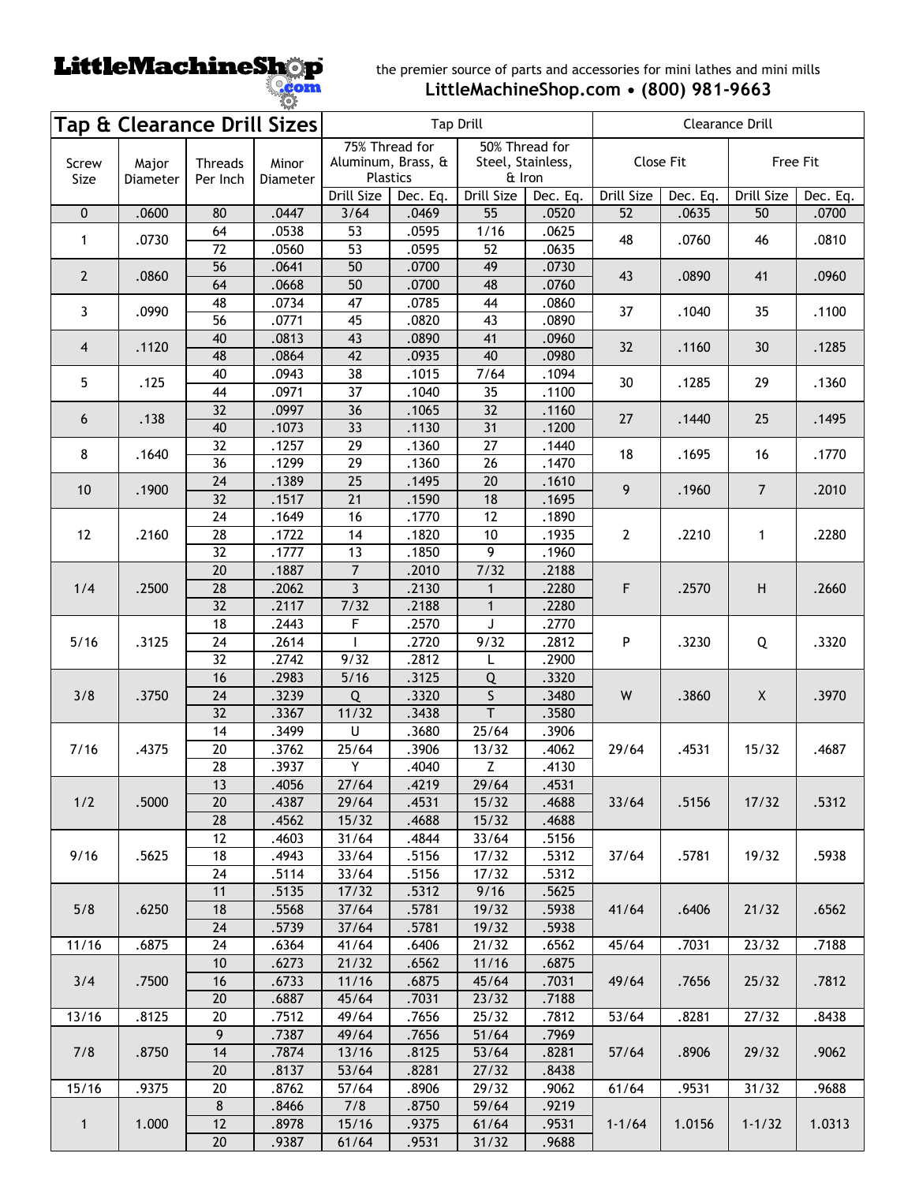LittleMachineShop.com

the premier source of parts and accessories for mini lathes and mini mills
**LittleMachineShop.com • (800) 981-9663**

| Tap & Clearance Drill Sizes | | | | Tap Drill | | | | Clearance Drill | | | |
|---|---|---|---|---|---|---|---|---|---|---|---|
| Screw Size | Major Diameter | Threads Per Inch | Minor Diameter | 75% Thread for Aluminum, Brass, & Plastics | | 50% Thread for Steel, Stainless, & Iron | | Close Fit | | Free Fit | |
| | | | | Drill Size | Dec. Eq. | Drill Size | Dec. Eq. | Drill Size | Dec. Eq. | Drill Size | Dec. Eq. |
| 0 | .0600 | 80 | .0447 | 3/64 | .0469 | 55 | .0520 | 52 | .0635 | 50 | .0700 |
| 1 | .0730 | 64 | .0538 | 53 | .0595 | 1/16 | .0625 | 48 | .0760 | 46 | .0810 |
| | | 72 | .0560 | 53 | .0595 | 52 | .0635 | | | | |
| 2 | .0860 | 56 | .0641 | 50 | .0700 | 49 | .0730 | 43 | .0890 | 41 | .0960 |
| | | 64 | .0668 | 50 | .0700 | 48 | .0760 | | | | |
| 3 | .0990 | 48 | .0734 | 47 | .0785 | 44 | .0860 | 37 | .1040 | 35 | .1100 |
| | | 56 | .0771 | 45 | .0820 | 43 | .0890 | | | | |
| 4 | .1120 | 40 | .0813 | 43 | .0890 | 41 | .0960 | 32 | .1160 | 30 | .1285 |
| | | 48 | .0864 | 42 | .0935 | 40 | .0980 | | | | |
| 5 | .125 | 40 | .0943 | 38 | .1015 | 7/64 | .1094 | 30 | .1285 | 29 | .1360 |
| | | 44 | .0971 | 37 | .1040 | 35 | .1100 | | | | |
| 6 | .138 | 32 | .0997 | 36 | .1065 | 32 | .1160 | 27 | .1440 | 25 | .1495 |
| | | 40 | .1073 | 33 | .1130 | 31 | .1200 | | | | |
| 8 | .1640 | 32 | .1257 | 29 | .1360 | 27 | .1440 | 18 | .1695 | 16 | .1770 |
| | | 36 | .1299 | 29 | .1360 | 26 | .1470 | | | | |
| 10 | .1900 | 24 | .1389 | 25 | .1495 | 20 | .1610 | 9 | .1960 | 7 | .2010 |
| | | 32 | .1517 | 21 | .1590 | 18 | .1695 | | | | |
| 12 | .2160 | 24 | .1649 | 16 | .1770 | 12 | .1890 | 2 | .2210 | 1 | .2280 |
| | | 28 | .1722 | 14 | .1820 | 10 | .1935 | | | | |
| | | 32 | .1777 | 13 | .1850 | 9 | .1960 | | | | |
| 1/4 | .2500 | 20 | .1887 | 7 | .2010 | 7/32 | .2188 | F | .2570 | H | .2660 |
| | | 28 | .2062 | 3 | .2130 | 1 | .2280 | | | | |
| | | 32 | .2117 | 7/32 | .2188 | 1 | .2280 | | | | |
| 5/16 | .3125 | 18 | .2443 | F | .2570 | J | .2770 | P | .3230 | Q | .3320 |
| | | 24 | .2614 | I | .2720 | 9/32 | .2812 | | | | |
| | | 32 | .2742 | 9/32 | .2812 | L | .2900 | | | | |
| 3/8 | .3750 | 16 | .2983 | 5/16 | .3125 | Q | .3320 | W | .3860 | X | .3970 |
| | | 24 | .3239 | Q | .3320 | S | .3480 | | | | |
| | | 32 | .3367 | 11/32 | .3438 | T | .3580 | | | | |
| 7/16 | .4375 | 14 | .3499 | U | .3680 | 25/64 | .3906 | 29/64 | .4531 | 15/32 | .4687 |
| | | 20 | .3762 | 25/64 | .3906 | 13/32 | .4062 | | | | |
| | | 28 | .3937 | Y | .4040 | Z | .4130 | | | | |
| 1/2 | .5000 | 13 | .4056 | 27/64 | .4219 | 29/64 | .4531 | 33/64 | .5156 | 17/32 | .5312 |
| | | 20 | .4387 | 29/64 | .4531 | 15/32 | .4688 | | | | |
| | | 28 | .4562 | 15/32 | .4688 | 15/32 | .4688 | | | | |
| 9/16 | .5625 | 12 | .4603 | 31/64 | .4844 | 33/64 | .5156 | 37/64 | .5781 | 19/32 | .5938 |
| | | 18 | .4943 | 33/64 | .5156 | 17/32 | .5312 | | | | |
| | | 24 | .5114 | 33/64 | .5156 | 17/32 | .5312 | | | | |
| 5/8 | .6250 | 11 | .5135 | 17/32 | .5312 | 9/16 | .5625 | 41/64 | .6406 | 21/32 | .6562 |
| | | 18 | .5568 | 37/64 | .5781 | 19/32 | .5938 | | | | |
| | | 24 | .5739 | 37/64 | .5781 | 19/32 | .5938 | | | | |
| 11/16 | .6875 | 24 | .6364 | 41/64 | .6406 | 21/32 | .6562 | 45/64 | .7031 | 23/32 | .7188 |
| 3/4 | .7500 | 10 | .6273 | 21/32 | .6562 | 11/16 | .6875 | 49/64 | .7656 | 25/32 | .7812 |
| | | 16 | .6733 | 11/16 | .6875 | 45/64 | .7031 | | | | |
| | | 20 | .6887 | 45/64 | .7031 | 23/32 | .7188 | | | | |
| 13/16 | .8125 | 20 | .7512 | 49/64 | .7656 | 25/32 | .7812 | 53/64 | .8281 | 27/32 | .8438 |
| 7/8 | .8750 | 9 | .7387 | 49/64 | .7656 | 51/64 | .7969 | 57/64 | .8906 | 29/32 | .9062 |
| | | 14 | .7874 | 13/16 | .8125 | 53/64 | .8281 | | | | |
| | | 20 | .8137 | 53/64 | .8281 | 27/32 | .8438 | | | | |
| 15/16 | .9375 | 20 | .8762 | 57/64 | .8906 | 29/32 | .9062 | 61/64 | .9531 | 31/32 | .9688 |
| 1 | 1.000 | 8 | .8466 | 7/8 | .8750 | 59/64 | .9219 | 1-1/64 | 1.0156 | 1-1/32 | 1.0313 |
| | | 12 | .8978 | 15/16 | .9375 | 61/64 | .9531 | | | | |
| | | 20 | .9387 | 61/64 | .9531 | 31/32 | .9688 | | | | |